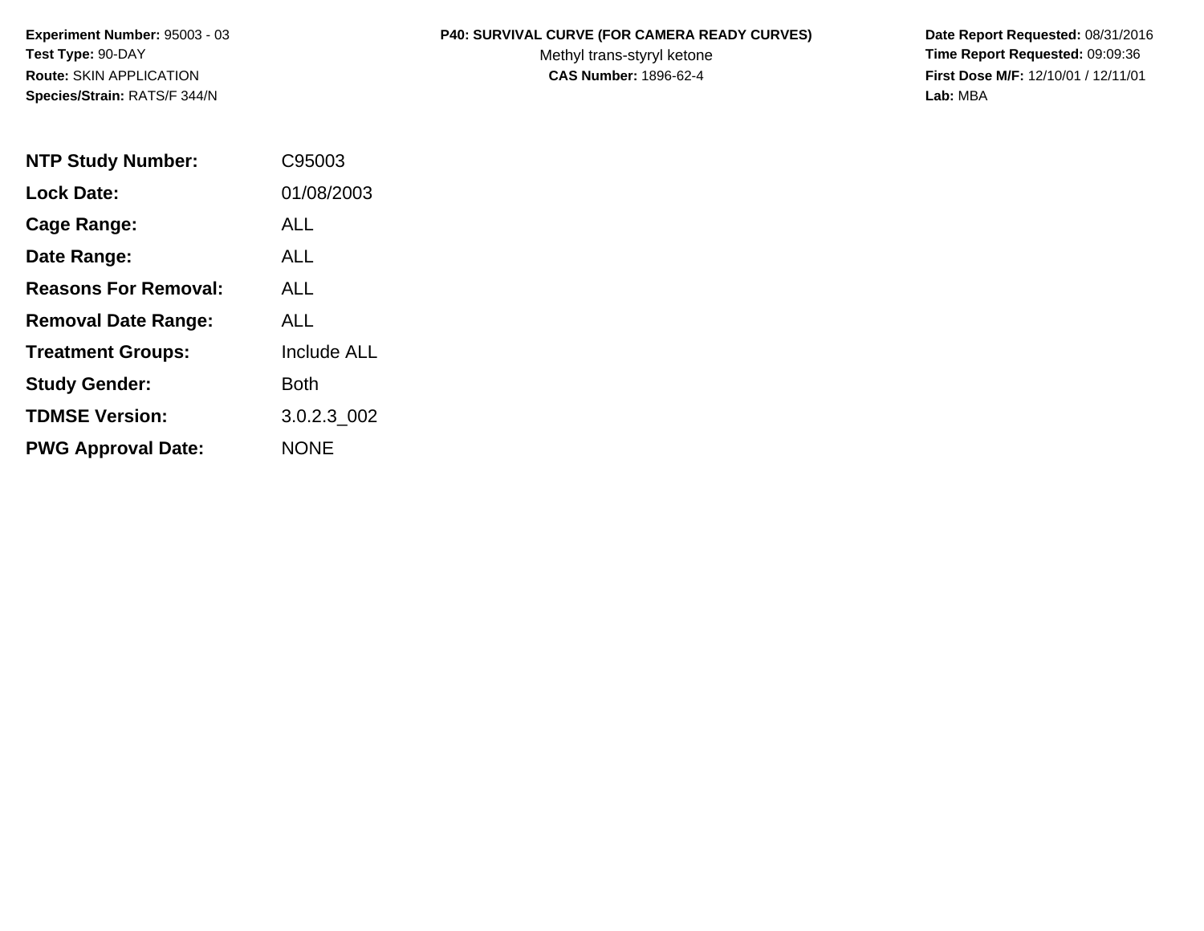**Experiment Number:** 95003 - 03
**Test Type:** 90-DAY
**Route:** SKIN APPLICATION
**Species/Strain:** RATS/F 344/N

**P40: SURVIVAL CURVE (FOR CAMERA READY CURVES)**
Methyl trans-styryl ketone
**CAS Number:** 1896-62-4

**Date Report Requested:** 08/31/2016
**Time Report Requested:** 09:09:36
**First Dose M/F:** 12/10/01 / 12/11/01
**Lab:** MBA

| | |
|---|---|
| **NTP Study Number:** | C95003 |
| **Lock Date:** | 01/08/2003 |
| **Cage Range:** | ALL |
| **Date Range:** | ALL |
| **Reasons For Removal:** | ALL |
| **Removal Date Range:** | ALL |
| **Treatment Groups:** | Include ALL |
| **Study Gender:** | Both |
| **TDMSE Version:** | 3.0.2.3_002 |
| **PWG Approval Date:** | NONE |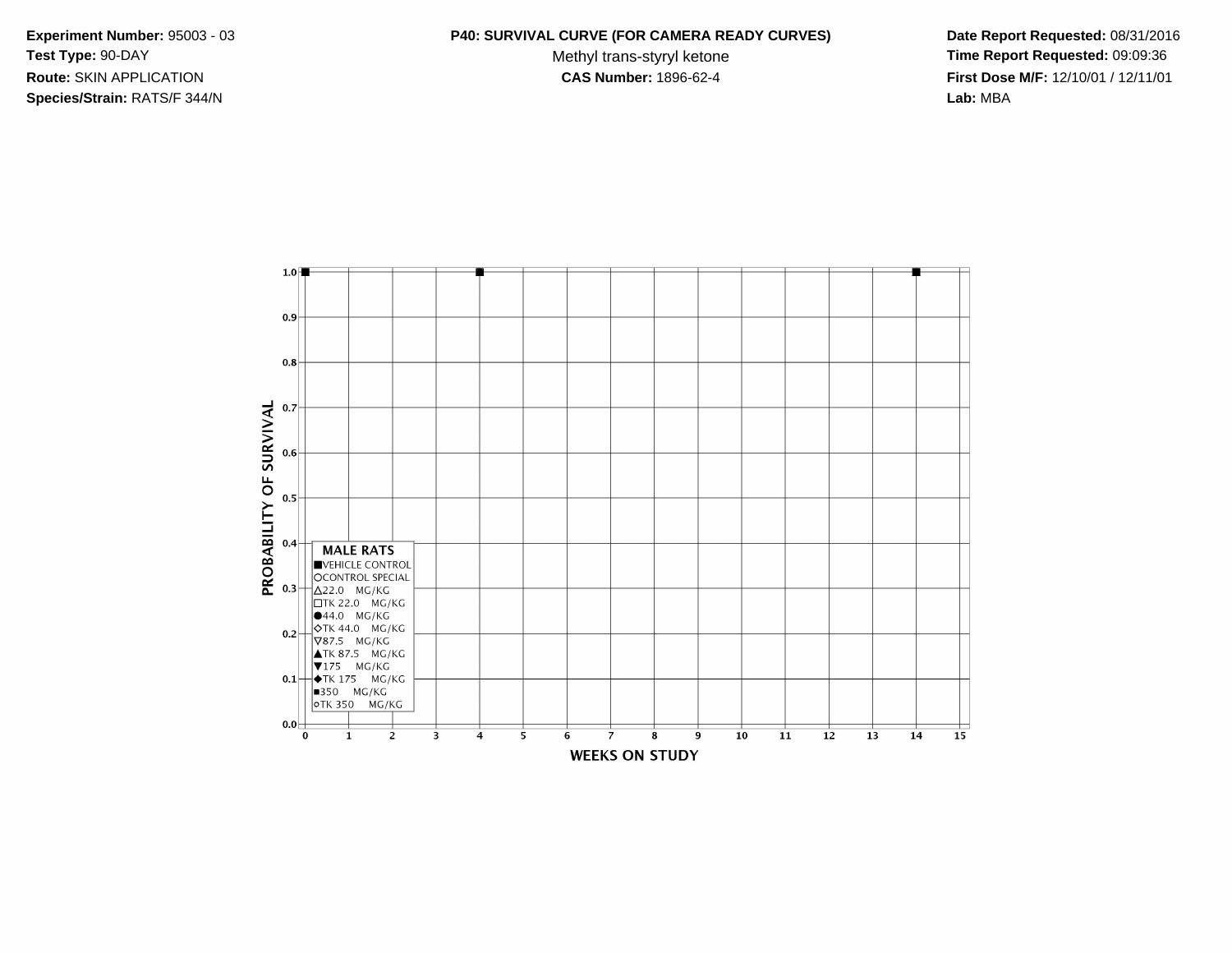**Experiment Number:** 95003 - 03
**Test Type:** 90-DAY
**Route:** SKIN APPLICATION
**Species/Strain:** RATS/F 344/N

**P40: SURVIVAL CURVE (FOR CAMERA READY CURVES)**
Methyl trans-styryl ketone
**CAS Number:** 1896-62-4

**Date Report Requested:** 08/31/2016
**Time Report Requested:** 09:09:36
**First Dose M/F:** 12/10/01 / 12/11/01
**Lab:** MBA

PROBABILITY OF SURVIVAL

1.0, 0.9, 0.8, 0.7, 0.6, 0.5, 0.4, 0.3, 0.2, 0.1, 0.0

**MALE RATS**
- ■ VEHICLE CONTROL
- ○ CONTROL SPECIAL
- △ 22.0 MG/KG
- □ TK 22.0 MG/KG
- ● 44.0 MG/KG
- ◇ TK 44.0 MG/KG
- ▽ 87.5 MG/KG
- ▲ TK 87.5 MG/KG
- ▼ 175 MG/KG
- ◆ TK 175 MG/KG
- ▪ 350 MG/KG
- ○ TK 350 MG/KG

0 1 2 3 4 5 6 7 8 9 10 11 12 13 14 15

WEEKS ON STUDY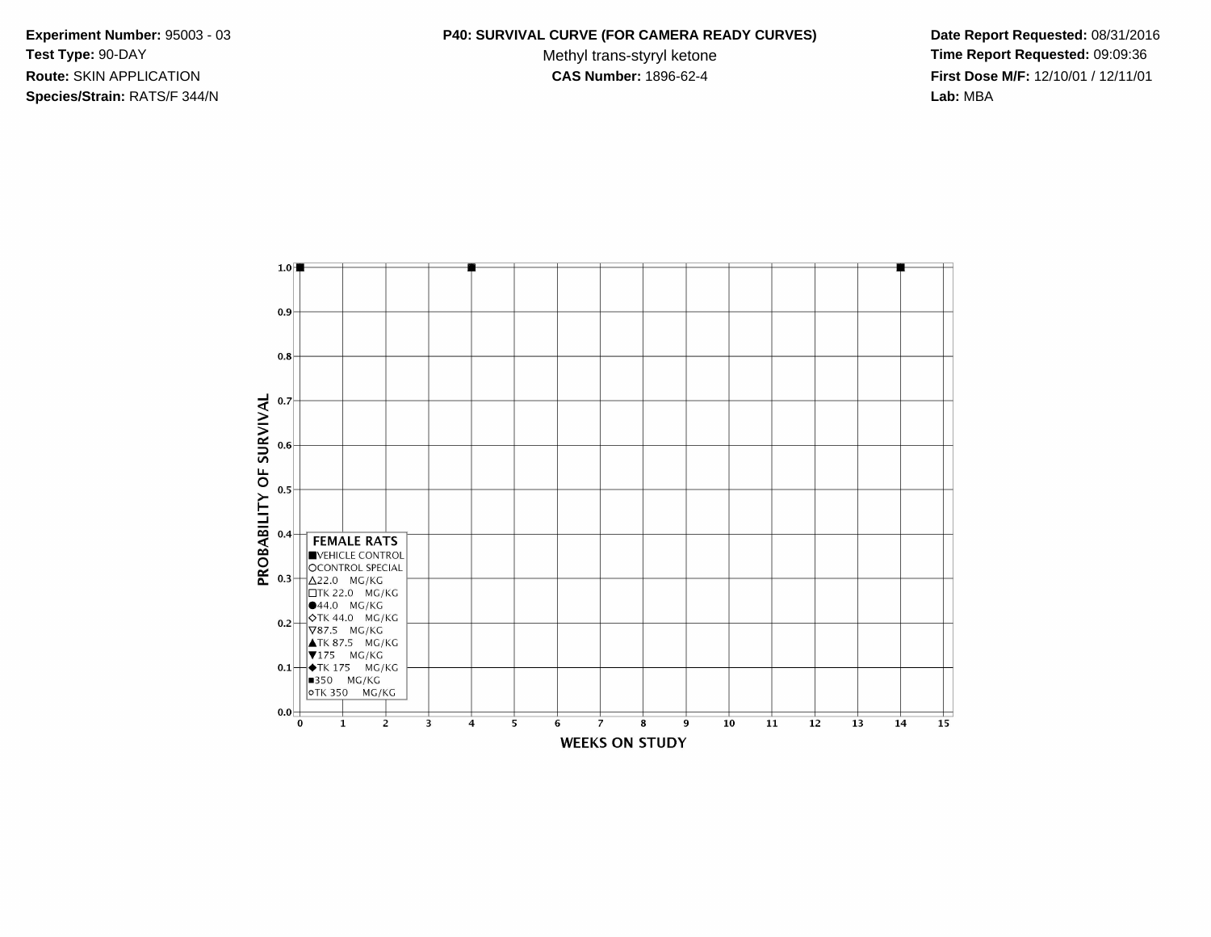**Experiment Number:** 95003 - 03
**Test Type:** 90-DAY
**Route:** SKIN APPLICATION
**Species/Strain:** RATS/F 344/N

**P40: SURVIVAL CURVE (FOR CAMERA READY CURVES)**
Methyl trans-styryl ketone
**CAS Number:** 1896-62-4

**Date Report Requested:** 08/31/2016
**Time Report Requested:** 09:09:36
**First Dose M/F:** 12/10/01 / 12/11/01
**Lab:** MBA

PROBABILITY OF SURVIVAL

1.0
0.9
0.8
0.7
0.6
0.5
0.4
0.3
0.2
0.1
0.0

0 1 2 3 4 5 6 7 8 9 10 11 12 13 14 15

WEEKS ON STUDY

FEMALE RATS
■VEHICLE CONTROL
○CONTROL SPECIAL
△22.0 MG/KG
□TK 22.0 MG/KG
●44.0 MG/KG
◇TK 44.0 MG/KG
▽87.5 MG/KG
▲TK 87.5 MG/KG
▼175 MG/KG
◆TK 175 MG/KG
■350 MG/KG
○TK 350 MG/KG